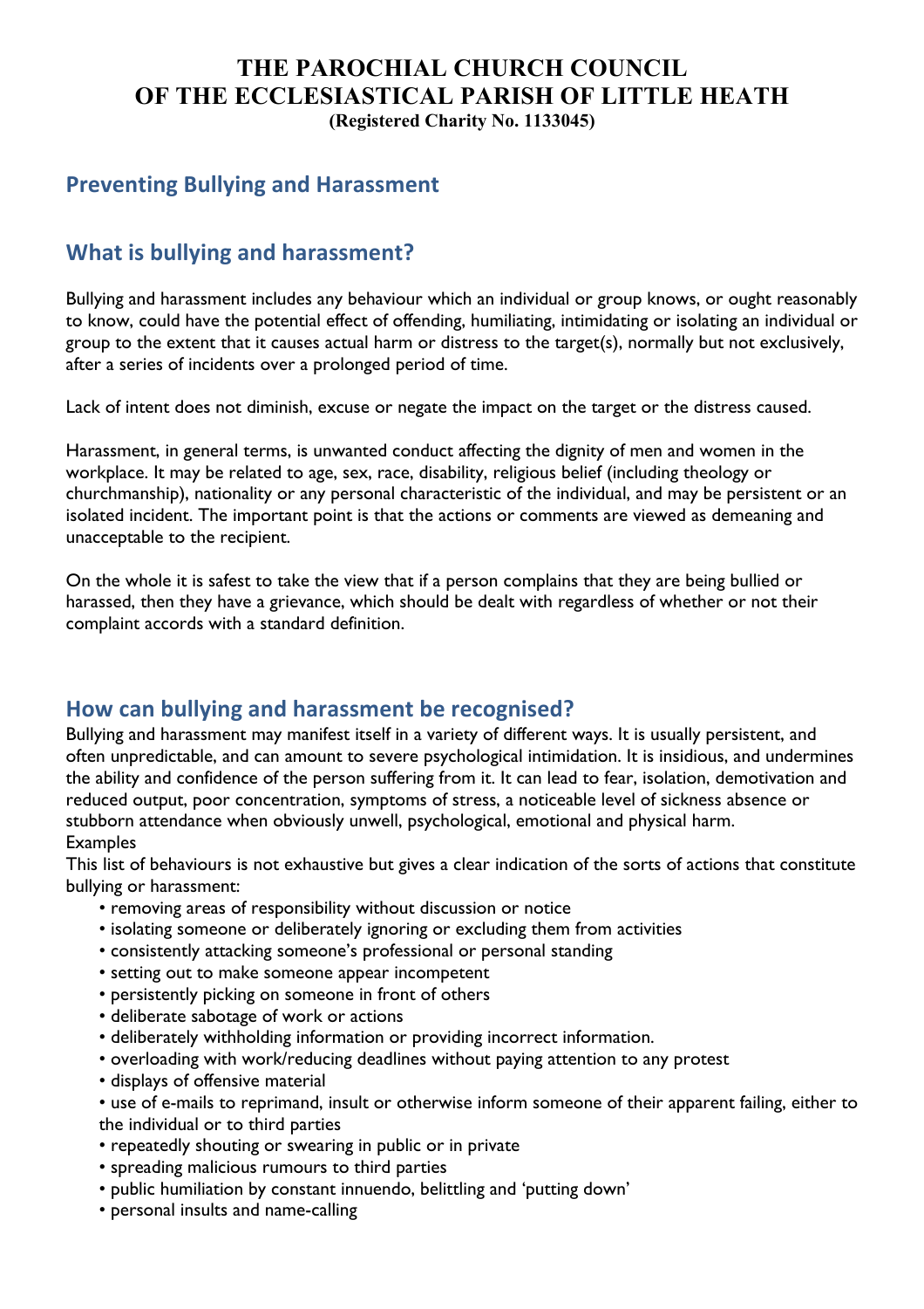# THE PAROCHIAL CHURCH COUNCIL OF THE ECCLESIASTICAL PARISH OF LITTLE HEATH

**(Registered Charity No. 1133045)**

## Preventing Bullying and Harassment

## What is bullying and harassment?

Bullying and harassment includes any behaviour which an individual or group knows, or ought reasonably to know, could have the potential effect of offending, humiliating, intimidating or isolating an individual or group to the extent that it causes actual harm or distress to the target(s), normally but not exclusively, after a series of incidents over a prolonged period of time.

Lack of intent does not diminish, excuse or negate the impact on the target or the distress caused.

Harassment, in general terms, is unwanted conduct affecting the dignity of men and women in the workplace. It may be related to age, sex, race, disability, religious belief (including theology or churchmanship), nationality or any personal characteristic of the individual, and may be persistent or an isolated incident. The important point is that the actions or comments are viewed as demeaning and unacceptable to the recipient.

On the whole it is safest to take the view that if a person complains that they are being bullied or harassed, then they have a grievance, which should be dealt with regardless of whether or not their complaint accords with a standard definition.

## How can bullying and harassment be recognised?

Bullying and harassment may manifest itself in a variety of different ways. It is usually persistent, and often unpredictable, and can amount to severe psychological intimidation. It is insidious, and undermines the ability and confidence of the person suffering from it. It can lead to fear, isolation, demotivation and reduced output, poor concentration, symptoms of stress, a noticeable level of sickness absence or stubborn attendance when obviously unwell, psychological, emotional and physical harm.

Examples

This list of behaviours is not exhaustive but gives a clear indication of the sorts of actions that constitute bullying or harassment:

- removing areas of responsibility without discussion or notice
- isolating someone or deliberately ignoring or excluding them from activities
- consistently attacking someone's professional or personal standing
- setting out to make someone appear incompetent
- persistently picking on someone in front of others
- deliberate sabotage of work or actions
- deliberately withholding information or providing incorrect information.
- overloading with work/reducing deadlines without paying attention to any protest
- displays of offensive material
- use of e-mails to reprimand, insult or otherwise inform someone of their apparent failing, either to the individual or to third parties
- repeatedly shouting or swearing in public or in private
- spreading malicious rumours to third parties
- public humiliation by constant innuendo, belittling and 'putting down'
- personal insults and name-calling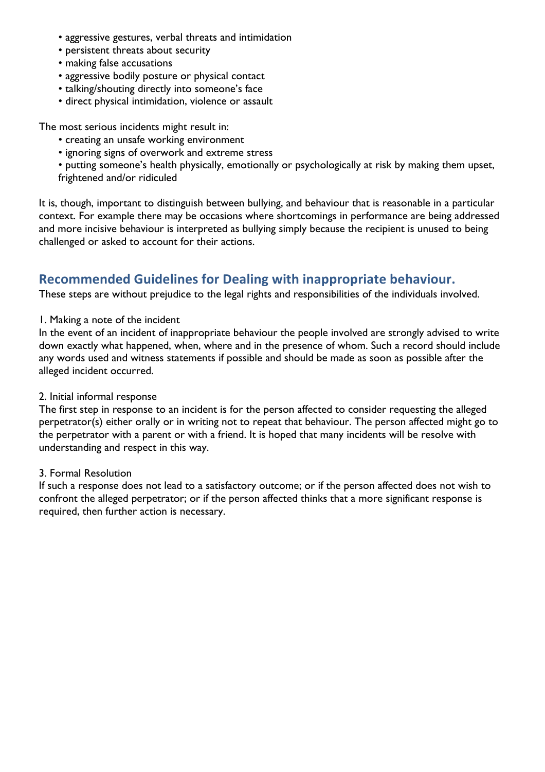- aggressive gestures, verbal threats and intimidation
- persistent threats about security
- making false accusations
- aggressive bodily posture or physical contact
- talking/shouting directly into someone's face
- direct physical intimidation, violence or assault

The most serious incidents might result in:

- creating an unsafe working environment
- ignoring signs of overwork and extreme stress
- putting someone's health physically, emotionally or psychologically at risk by making them upset, frightened and/or ridiculed

It is, though, important to distinguish between bullying, and behaviour that is reasonable in a particular context. For example there may be occasions where shortcomings in performance are being addressed and more incisive behaviour is interpreted as bullying simply because the recipient is unused to being challenged or asked to account for their actions.

## Recommended Guidelines for Dealing with inappropriate behaviour.

These steps are without prejudice to the legal rights and responsibilities of the individuals involved.

1. Making a note of the incident

In the event of an incident of inappropriate behaviour the people involved are strongly advised to write down exactly what happened, when, where and in the presence of whom. Such a record should include any words used and witness statements if possible and should be made as soon as possible after the alleged incident occurred.

2. Initial informal response

The first step in response to an incident is for the person affected to consider requesting the alleged perpetrator(s) either orally or in writing not to repeat that behaviour. The person affected might go to the perpetrator with a parent or with a friend. It is hoped that many incidents will be resolve with understanding and respect in this way.

3. Formal Resolution

If such a response does not lead to a satisfactory outcome; or if the person affected does not wish to confront the alleged perpetrator; or if the person affected thinks that a more significant response is required, then further action is necessary.